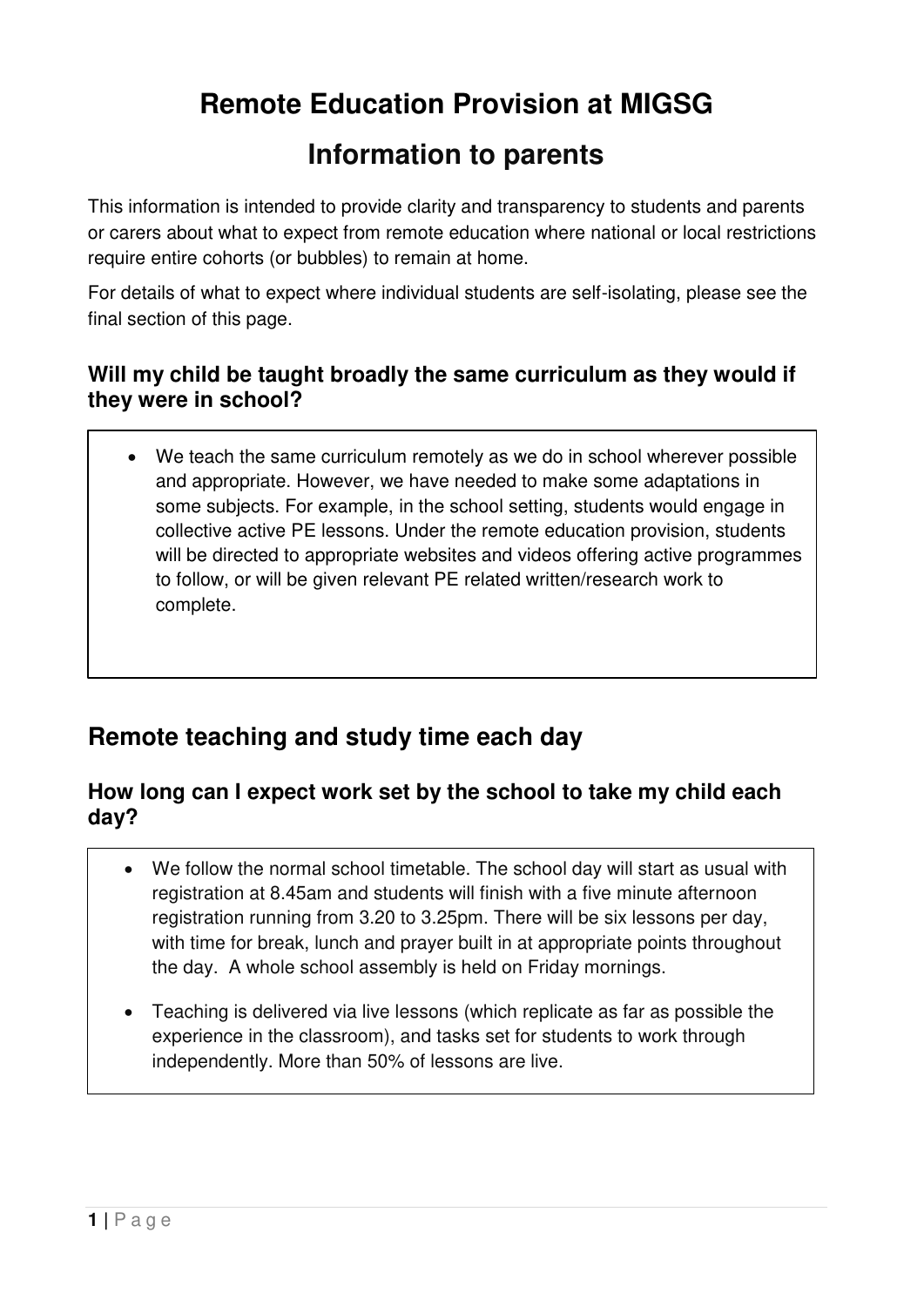# Remote Education Provision at MIGSG

# Information to parents

This information is intended to provide clarity and transparency to students and parents or carers about what to expect from remote education where national or local restrictions require entire cohorts (or bubbles) to remain at home.

For details of what to expect where individual students are self-isolating, please see the final section of this page.

### Will my child be taught broadly the same curriculum as they would if they were in school?

- We teach the same curriculum remotely as we do in school wherever possible and appropriate. However, we have needed to make some adaptations in some subjects. For example, in the school setting, students would engage in collective active PE lessons. Under the remote education provision, students will be directed to appropriate websites and videos offering active programmes to follow, or will be given relevant PE related written/research work to complete.

## Remote teaching and study time each day

### How long can I expect work set by the school to take my child each day?

- We follow the normal school timetable. The school day will start as usual with registration at 8.45am and students will finish with a five minute afternoon registration running from 3.20 to 3.25pm. There will be six lessons per day, with time for break, lunch and prayer built in at appropriate points throughout the day. A whole school assembly is held on Friday mornings.
- Teaching is delivered via live lessons (which replicate as far as possible the experience in the classroom), and tasks set for students to work through independently. More than 50% of lessons are live.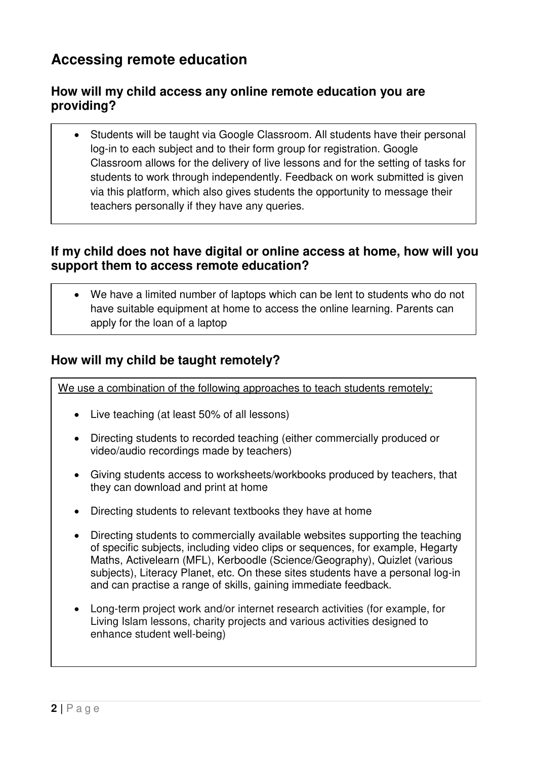## Accessing remote education

### How will my child access any online remote education you are providing?

- Students will be taught via Google Classroom. All students have their personal log-in to each subject and to their form group for registration. Google Classroom allows for the delivery of live lessons and for the setting of tasks for students to work through independently. Feedback on work submitted is given via this platform, which also gives students the opportunity to message their teachers personally if they have any queries.

### If my child does not have digital or online access at home, how will you support them to access remote education?

- We have a limited number of laptops which can be lent to students who do not have suitable equipment at home to access the online learning. Parents can apply for the loan of a laptop

### How will my child be taught remotely?

<u>We use a combination of the following approaches to teach students remotely:</u>

- Live teaching (at least 50% of all lessons)
- Directing students to recorded teaching (either commercially produced or video/audio recordings made by teachers)
- Giving students access to worksheets/workbooks produced by teachers, that they can download and print at home
- Directing students to relevant textbooks they have at home
- Directing students to commercially available websites supporting the teaching of specific subjects, including video clips or sequences, for example, Hegarty Maths, Activelearn (MFL), Kerboodle (Science/Geography), Quizlet (various subjects), Literacy Planet, etc. On these sites students have a personal log-in and can practise a range of skills, gaining immediate feedback.
- Long-term project work and/or internet research activities (for example, for Living Islam lessons, charity projects and various activities designed to enhance student well-being)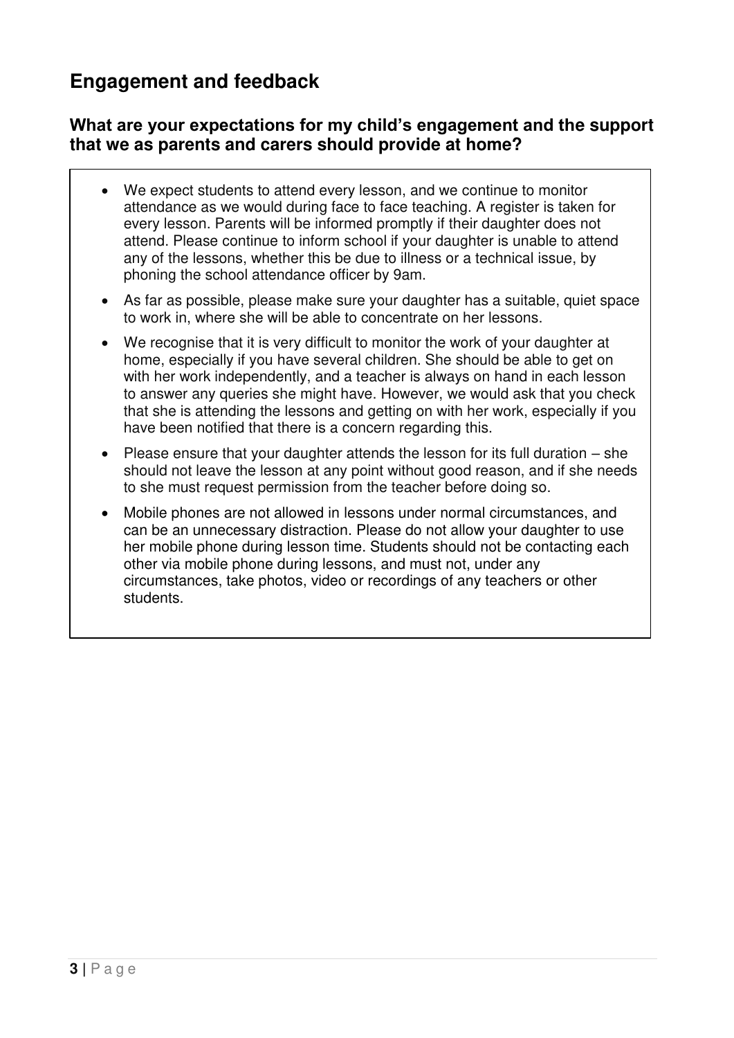## Engagement and feedback

### What are your expectations for my child's engagement and the support that we as parents and carers should provide at home?

- We expect students to attend every lesson, and we continue to monitor attendance as we would during face to face teaching. A register is taken for every lesson. Parents will be informed promptly if their daughter does not attend. Please continue to inform school if your daughter is unable to attend any of the lessons, whether this be due to illness or a technical issue, by phoning the school attendance officer by 9am.
- As far as possible, please make sure your daughter has a suitable, quiet space to work in, where she will be able to concentrate on her lessons.
- We recognise that it is very difficult to monitor the work of your daughter at home, especially if you have several children. She should be able to get on with her work independently, and a teacher is always on hand in each lesson to answer any queries she might have. However, we would ask that you check that she is attending the lessons and getting on with her work, especially if you have been notified that there is a concern regarding this.
- Please ensure that your daughter attends the lesson for its full duration – she should not leave the lesson at any point without good reason, and if she needs to she must request permission from the teacher before doing so.
- Mobile phones are not allowed in lessons under normal circumstances, and can be an unnecessary distraction. Please do not allow your daughter to use her mobile phone during lesson time. Students should not be contacting each other via mobile phone during lessons, and must not, under any circumstances, take photos, video or recordings of any teachers or other students.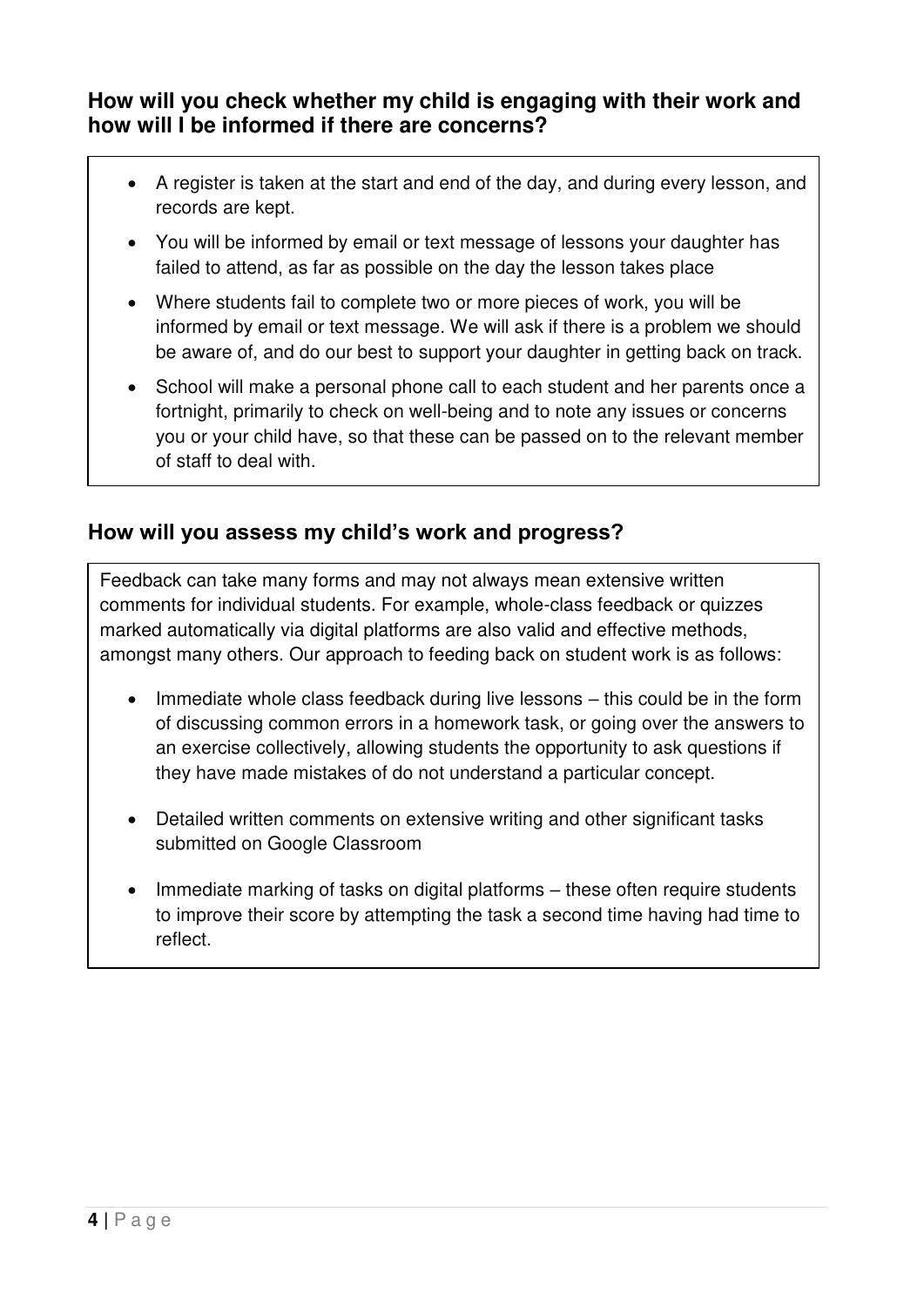## How will you check whether my child is engaging with their work and how will I be informed if there are concerns?

- A register is taken at the start and end of the day, and during every lesson, and records are kept.
- You will be informed by email or text message of lessons your daughter has failed to attend, as far as possible on the day the lesson takes place
- Where students fail to complete two or more pieces of work, you will be informed by email or text message. We will ask if there is a problem we should be aware of, and do our best to support your daughter in getting back on track.
- School will make a personal phone call to each student and her parents once a fortnight, primarily to check on well-being and to note any issues or concerns you or your child have, so that these can be passed on to the relevant member of staff to deal with.

## How will you assess my child's work and progress?

Feedback can take many forms and may not always mean extensive written comments for individual students. For example, whole-class feedback or quizzes marked automatically via digital platforms are also valid and effective methods, amongst many others. Our approach to feeding back on student work is as follows:

- Immediate whole class feedback during live lessons – this could be in the form of discussing common errors in a homework task, or going over the answers to an exercise collectively, allowing students the opportunity to ask questions if they have made mistakes of do not understand a particular concept.
- Detailed written comments on extensive writing and other significant tasks submitted on Google Classroom
- Immediate marking of tasks on digital platforms – these often require students to improve their score by attempting the task a second time having had time to reflect.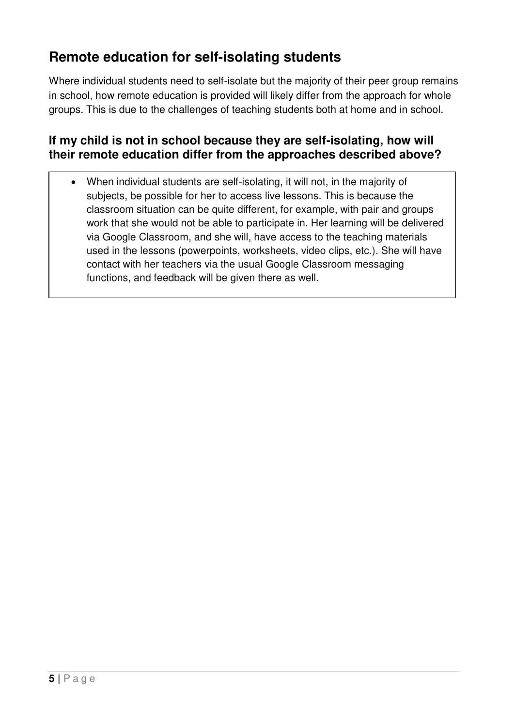## Remote education for self-isolating students

Where individual students need to self-isolate but the majority of their peer group remains in school, how remote education is provided will likely differ from the approach for whole groups. This is due to the challenges of teaching students both at home and in school.

### If my child is not in school because they are self-isolating, how will their remote education differ from the approaches described above?

- When individual students are self-isolating, it will not, in the majority of subjects, be possible for her to access live lessons. This is because the classroom situation can be quite different, for example, with pair and groups work that she would not be able to participate in. Her learning will be delivered via Google Classroom, and she will, have access to the teaching materials used in the lessons (powerpoints, worksheets, video clips, etc.). She will have contact with her teachers via the usual Google Classroom messaging functions, and feedback will be given there as well.